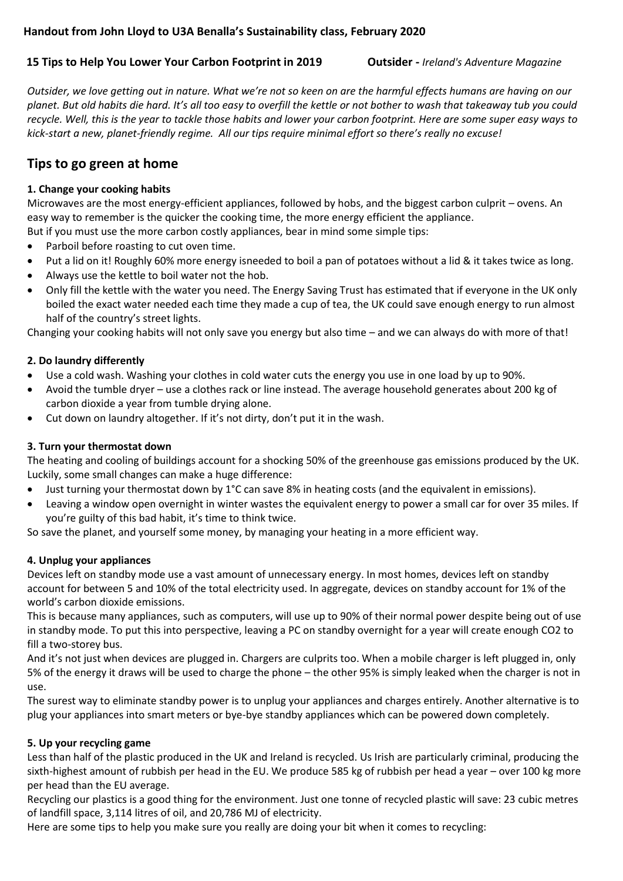**Handout from John Lloyd to U3A Benalla's Sustainability class, February 2020**

**15 Tips to Help You Lower Your Carbon Footprint in 2019** **Outsider -** *Ireland's Adventure Magazine*

*Outsider, we love getting out in nature. What we're not so keen on are the harmful effects humans are having on our planet. But old habits die hard. It's all too easy to overfill the kettle or not bother to wash that takeaway tub you could recycle. Well, this is the year to tackle those habits and lower your carbon footprint. Here are some super easy ways to kick-start a new, planet-friendly regime. All our tips require minimal effort so there's really no excuse!*

## Tips to go green at home

**1. Change your cooking habits**

Microwaves are the most energy-efficient appliances, followed by hobs, and the biggest carbon culprit – ovens. An easy way to remember is the quicker the cooking time, the more energy efficient the appliance.

But if you must use the more carbon costly appliances, bear in mind some simple tips:

- Parboil before roasting to cut oven time.
- Put a lid on it! Roughly 60% more energy isneeded to boil a pan of potatoes without a lid & it takes twice as long.
- Always use the kettle to boil water not the hob.
- Only fill the kettle with the water you need. The Energy Saving Trust has estimated that if everyone in the UK only boiled the exact water needed each time they made a cup of tea, the UK could save enough energy to run almost half of the country's street lights.

Changing your cooking habits will not only save you energy but also time – and we can always do with more of that!

**2. Do laundry differently**

- Use a cold wash. Washing your clothes in cold water cuts the energy you use in one load by up to 90%.
- Avoid the tumble dryer – use a clothes rack or line instead. The average household generates about 200 kg of carbon dioxide a year from tumble drying alone.
- Cut down on laundry altogether. If it's not dirty, don't put it in the wash.

**3. Turn your thermostat down**

The heating and cooling of buildings account for a shocking 50% of the greenhouse gas emissions produced by the UK. Luckily, some small changes can make a huge difference:

- Just turning your thermostat down by 1°C can save 8% in heating costs (and the equivalent in emissions).
- Leaving a window open overnight in winter wastes the equivalent energy to power a small car for over 35 miles. If you're guilty of this bad habit, it's time to think twice.

So save the planet, and yourself some money, by managing your heating in a more efficient way.

**4. Unplug your appliances**

Devices left on standby mode use a vast amount of unnecessary energy. In most homes, devices left on standby account for between 5 and 10% of the total electricity used. In aggregate, devices on standby account for 1% of the world's carbon dioxide emissions.

This is because many appliances, such as computers, will use up to 90% of their normal power despite being out of use in standby mode. To put this into perspective, leaving a PC on standby overnight for a year will create enough $CO_2$ to fill a two-storey bus.

And it's not just when devices are plugged in. Chargers are culprits too. When a mobile charger is left plugged in, only 5% of the energy it draws will be used to charge the phone – the other 95% is simply leaked when the charger is not in use.

The surest way to eliminate standby power is to unplug your appliances and charges entirely. Another alternative is to plug your appliances into smart meters or bye-bye standby appliances which can be powered down completely.

**5. Up your recycling game**

Less than half of the plastic produced in the UK and Ireland is recycled. Us Irish are particularly criminal, producing the sixth-highest amount of rubbish per head in the EU. We produce 585 kg of rubbish per head a year – over 100 kg more per head than the EU average.

Recycling our plastics is a good thing for the environment. Just one tonne of recycled plastic will save: 23 cubic metres of landfill space, 3,114 litres of oil, and 20,786 MJ of electricity.

Here are some tips to help you make sure you really are doing your bit when it comes to recycling: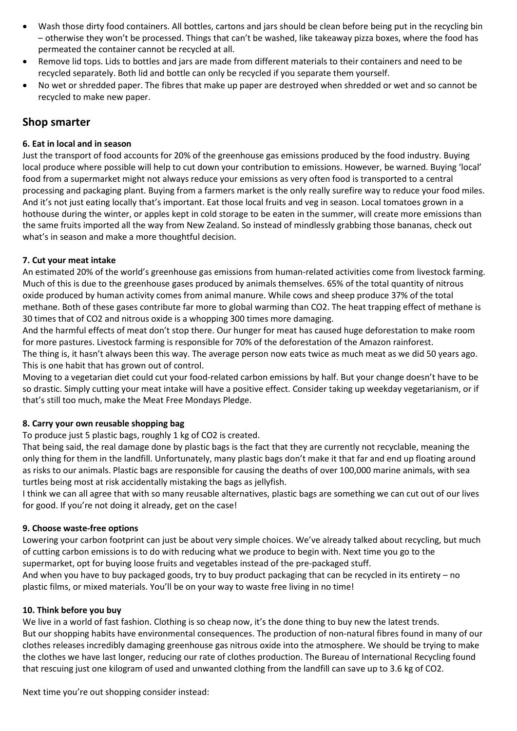- Wash those dirty food containers. All bottles, cartons and jars should be clean before being put in the recycling bin – otherwise they won't be processed. Things that can't be washed, like takeaway pizza boxes, where the food has permeated the container cannot be recycled at all.
- Remove lid tops. Lids to bottles and jars are made from different materials to their containers and need to be recycled separately. Both lid and bottle can only be recycled if you separate them yourself.
- No wet or shredded paper. The fibres that make up paper are destroyed when shredded or wet and so cannot be recycled to make new paper.

## Shop smarter

**6. Eat in local and in season**

Just the transport of food accounts for 20% of the greenhouse gas emissions produced by the food industry. Buying local produce where possible will help to cut down your contribution to emissions. However, be warned. Buying 'local' food from a supermarket might not always reduce your emissions as very often food is transported to a central processing and packaging plant. Buying from a farmers market is the only really surefire way to reduce your food miles. And it's not just eating locally that's important. Eat those local fruits and veg in season. Local tomatoes grown in a hothouse during the winter, or apples kept in cold storage to be eaten in the summer, will create more emissions than the same fruits imported all the way from New Zealand. So instead of mindlessly grabbing those bananas, check out what's in season and make a more thoughtful decision.

**7. Cut your meat intake**

An estimated 20% of the world's greenhouse gas emissions from human-related activities come from livestock farming. Much of this is due to the greenhouse gases produced by animals themselves. 65% of the total quantity of nitrous oxide produced by human activity comes from animal manure. While cows and sheep produce 37% of the total methane. Both of these gases contribute far more to global warming than $CO_2$. The heat trapping effect of methane is 30 times that of $CO_2$ and nitrous oxide is a whopping 300 times more damaging.

And the harmful effects of meat don't stop there. Our hunger for meat has caused huge deforestation to make room for more pastures. Livestock farming is responsible for 70% of the deforestation of the Amazon rainforest.

The thing is, it hasn't always been this way. The average person now eats twice as much meat as we did 50 years ago. This is one habit that has grown out of control.

Moving to a vegetarian diet could cut your food-related carbon emissions by half. But your change doesn't have to be so drastic. Simply cutting your meat intake will have a positive effect. Consider taking up weekday vegetarianism, or if that's still too much, make the Meat Free Mondays Pledge.

**8. Carry your own reusable shopping bag**

To produce just 5 plastic bags, roughly 1 kg of $CO_2$ is created.

That being said, the real damage done by plastic bags is the fact that they are currently not recyclable, meaning the only thing for them in the landfill. Unfortunately, many plastic bags don't make it that far and end up floating around as risks to our animals. Plastic bags are responsible for causing the deaths of over 100,000 marine animals, with sea turtles being most at risk accidentally mistaking the bags as jellyfish.

I think we can all agree that with so many reusable alternatives, plastic bags are something we can cut out of our lives for good. If you're not doing it already, get on the case!

**9. Choose waste-free options**

Lowering your carbon footprint can just be about very simple choices. We've already talked about recycling, but much of cutting carbon emissions is to do with reducing what we produce to begin with. Next time you go to the supermarket, opt for buying loose fruits and vegetables instead of the pre-packaged stuff.

And when you have to buy packaged goods, try to buy product packaging that can be recycled in its entirety – no plastic films, or mixed materials. You'll be on your way to waste free living in no time!

**10. Think before you buy**

We live in a world of fast fashion. Clothing is so cheap now, it's the done thing to buy new the latest trends.

But our shopping habits have environmental consequences. The production of non-natural fibres found in many of our clothes releases incredibly damaging greenhouse gas nitrous oxide into the atmosphere. We should be trying to make the clothes we have last longer, reducing our rate of clothes production. The Bureau of International Recycling found that rescuing just one kilogram of used and unwanted clothing from the landfill can save up to 3.6 kg of $CO_2$.

Next time you're out shopping consider instead: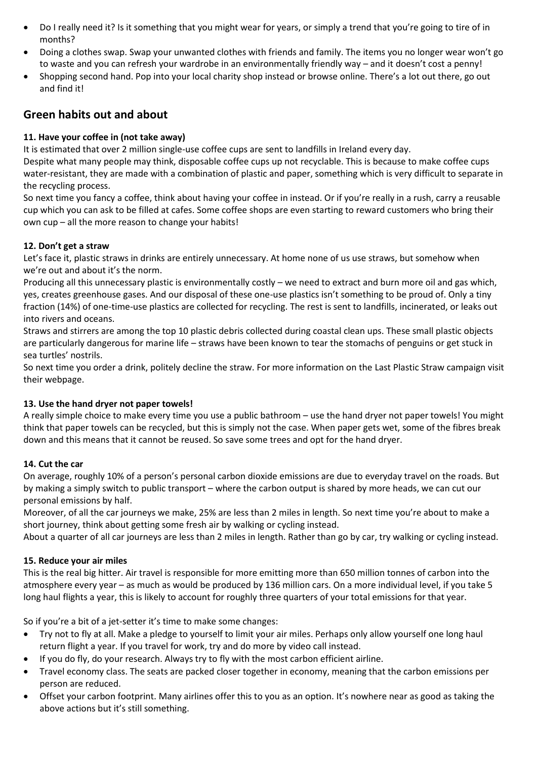- Do I really need it? Is it something that you might wear for years, or simply a trend that you're going to tire of in months?
- Doing a clothes swap. Swap your unwanted clothes with friends and family. The items you no longer wear won't go to waste and you can refresh your wardrobe in an environmentally friendly way – and it doesn't cost a penny!
- Shopping second hand. Pop into your local charity shop instead or browse online. There's a lot out there, go out and find it!

## Green habits out and about

**11. Have your coffee in (not take away)**

It is estimated that over 2 million single-use coffee cups are sent to landfills in Ireland every day.
Despite what many people may think, disposable coffee cups up not recyclable. This is because to make coffee cups water-resistant, they are made with a combination of plastic and paper, something which is very difficult to separate in the recycling process.
So next time you fancy a coffee, think about having your coffee in instead. Or if you're really in a rush, carry a reusable cup which you can ask to be filled at cafes. Some coffee shops are even starting to reward customers who bring their own cup – all the more reason to change your habits!

**12. Don't get a straw**

Let's face it, plastic straws in drinks are entirely unnecessary. At home none of us use straws, but somehow when we're out and about it's the norm.
Producing all this unnecessary plastic is environmentally costly – we need to extract and burn more oil and gas which, yes, creates greenhouse gases. And our disposal of these one-use plastics isn't something to be proud of. Only a tiny fraction (14%) of one-time-use plastics are collected for recycling. The rest is sent to landfills, incinerated, or leaks out into rivers and oceans.
Straws and stirrers are among the top 10 plastic debris collected during coastal clean ups. These small plastic objects are particularly dangerous for marine life – straws have been known to tear the stomachs of penguins or get stuck in sea turtles' nostrils.
So next time you order a drink, politely decline the straw. For more information on the Last Plastic Straw campaign visit their webpage.

**13. Use the hand dryer not paper towels!**

A really simple choice to make every time you use a public bathroom – use the hand dryer not paper towels! You might think that paper towels can be recycled, but this is simply not the case. When paper gets wet, some of the fibres break down and this means that it cannot be reused. So save some trees and opt for the hand dryer.

**14. Cut the car**

On average, roughly 10% of a person's personal carbon dioxide emissions are due to everyday travel on the roads. But by making a simply switch to public transport – where the carbon output is shared by more heads, we can cut our personal emissions by half.
Moreover, of all the car journeys we make, 25% are less than 2 miles in length. So next time you're about to make a short journey, think about getting some fresh air by walking or cycling instead.
About a quarter of all car journeys are less than 2 miles in length. Rather than go by car, try walking or cycling instead.

**15. Reduce your air miles**

This is the real big hitter. Air travel is responsible for more emitting more than 650 million tonnes of carbon into the atmosphere every year – as much as would be produced by 136 million cars. On a more individual level, if you take 5 long haul flights a year, this is likely to account for roughly three quarters of your total emissions for that year.

So if you're a bit of a jet-setter it's time to make some changes:

- Try not to fly at all. Make a pledge to yourself to limit your air miles. Perhaps only allow yourself one long haul return flight a year. If you travel for work, try and do more by video call instead.
- If you do fly, do your research. Always try to fly with the most carbon efficient airline.
- Travel economy class. The seats are packed closer together in economy, meaning that the carbon emissions per person are reduced.
- Offset your carbon footprint. Many airlines offer this to you as an option. It's nowhere near as good as taking the above actions but it's still something.